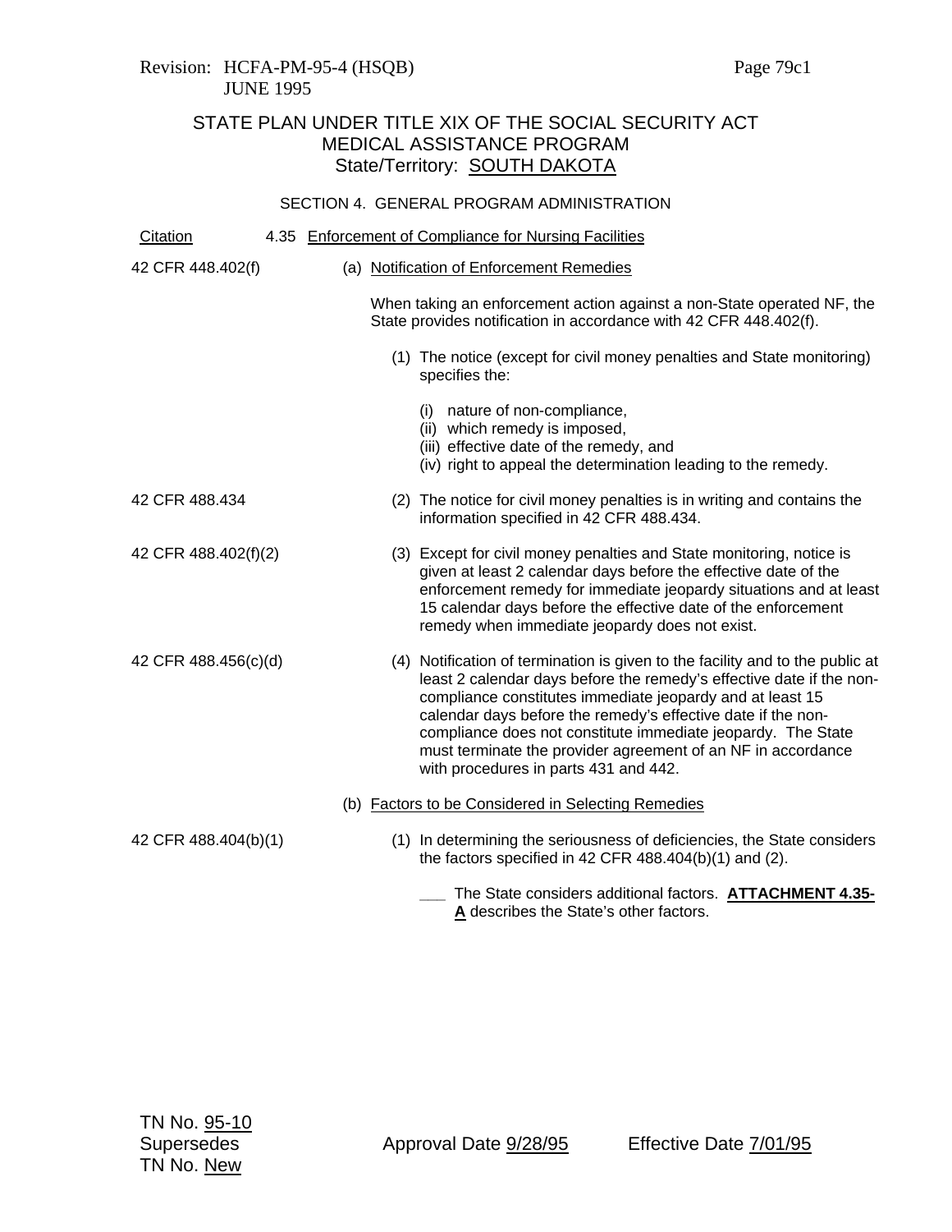Revision: HCFA-PM-95-4 (HSQB)
JUNE 1995

# STATE PLAN UNDER TITLE XIX OF THE SOCIAL SECURITY ACT
## MEDICAL ASSISTANCE PROGRAM
### State/Territory: SOUTH DAKOTA

SECTION 4. GENERAL PROGRAM ADMINISTRATION

| Citation | 4.35 Enforcement of Compliance for Nursing Facilities |
|---|---|
| 42 CFR 448.402(f) | (a) Notification of Enforcement Remedies<br><br>When taking an enforcement action against a non-State operated NF, the State provides notification in accordance with 42 CFR 448.402(f).<br><br>(1) The notice (except for civil money penalties and State monitoring) specifies the:<br><br>(i) nature of non-compliance,<br>(ii) which remedy is imposed,<br>(iii) effective date of the remedy, and<br>(iv) right to appeal the determination leading to the remedy. |
| 42 CFR 488.434 | (2) The notice for civil money penalties is in writing and contains the information specified in 42 CFR 488.434. |
| 42 CFR 488.402(f)(2) | (3) Except for civil money penalties and State monitoring, notice is given at least 2 calendar days before the effective date of the enforcement remedy for immediate jeopardy situations and at least 15 calendar days before the effective date of the enforcement remedy when immediate jeopardy does not exist. |
| 42 CFR 488.456(c)(d) | (4) Notification of termination is given to the facility and to the public at least 2 calendar days before the remedy's effective date if the non-compliance constitutes immediate jeopardy and at least 15 calendar days before the remedy's effective date if the non-compliance does not constitute immediate jeopardy. The State must terminate the provider agreement of an NF in accordance with procedures in parts 431 and 442. |
| | (b) Factors to be Considered in Selecting Remedies |
| 42 CFR 488.404(b)(1) | (1) In determining the seriousness of deficiencies, the State considers the factors specified in 42 CFR 488.404(b)(1) and (2).<br><br>___ The State considers additional factors. **ATTACHMENT 4.35-A** describes the State's other factors. |

TN No. 95-10
Supersedes
TN No. New

Approval Date 9/28/95 Effective Date 7/01/95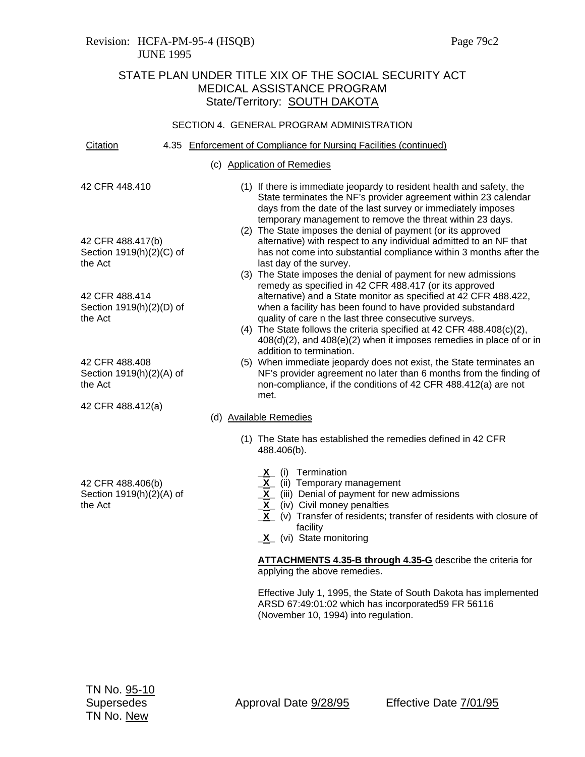Revision: HCFA-PM-95-4 (HSQB)
JUNE 1995

STATE PLAN UNDER TITLE XIX OF THE SOCIAL SECURITY ACT
MEDICAL ASSISTANCE PROGRAM
State/Territory: SOUTH DAKOTA

SECTION 4. GENERAL PROGRAM ADMINISTRATION

| Citation | 4.35 Enforcement of Compliance for Nursing Facilities (continued) |
|---|---|
| | (c) Application of Remedies |
| 42 CFR 448.410 | (1) If there is immediate jeopardy to resident health and safety, the State terminates the NF's provider agreement within 23 calendar days from the date of the last survey or immediately imposes temporary management to remove the threat within 23 days. |
| 42 CFR 488.417(b)<br>Section 1919(h)(2)(C) of the Act | (2) The State imposes the denial of payment (or its approved alternative) with respect to any individual admitted to an NF that has not come into substantial compliance within 3 months after the last day of the survey. |
| 42 CFR 488.414<br>Section 1919(h)(2)(D) of the Act | (3) The State imposes the denial of payment for new admissions remedy as specified in 42 CFR 488.417 (or its approved alternative) and a State monitor as specified at 42 CFR 488.422, when a facility has been found to have provided substandard quality of care n the last three consecutive surveys. |
| | (4) The State follows the criteria specified at 42 CFR 488.408(c)(2), 408(d)(2), and 408(e)(2) when it imposes remedies in place of or in addition to termination. |
| 42 CFR 488.408<br>Section 1919(h)(2)(A) of the Act | (5) When immediate jeopardy does not exist, the State terminates an NF's provider agreement no later than 6 months from the finding of non-compliance, if the conditions of 42 CFR 488.412(a) are not met. |
| 42 CFR 488.412(a) | |
| | (d) Available Remedies |
| | (1) The State has established the remedies defined in 42 CFR 488.406(b). |
| 42 CFR 488.406(b)<br>Section 1919(h)(2)(A) of the Act | _X_ (i) Termination<br>_X_ (ii) Temporary management<br>_X_ (iii) Denial of payment for new admissions<br>_X_ (iv) Civil money penalties<br>_X_ (v) Transfer of residents; transfer of residents with closure of facility<br>_X_ (vi) State monitoring |
| | **ATTACHMENTS 4.35-B through 4.35-G** describe the criteria for applying the above remedies. |
| | Effective July 1, 1995, the State of South Dakota has implemented ARSD 67:49:01:02 which has incorporated59 FR 56116 (November 10, 1994) into regulation. |

TN No. 95-10
Supersedes
TN No. New

Approval Date 9/28/95

Effective Date 7/01/95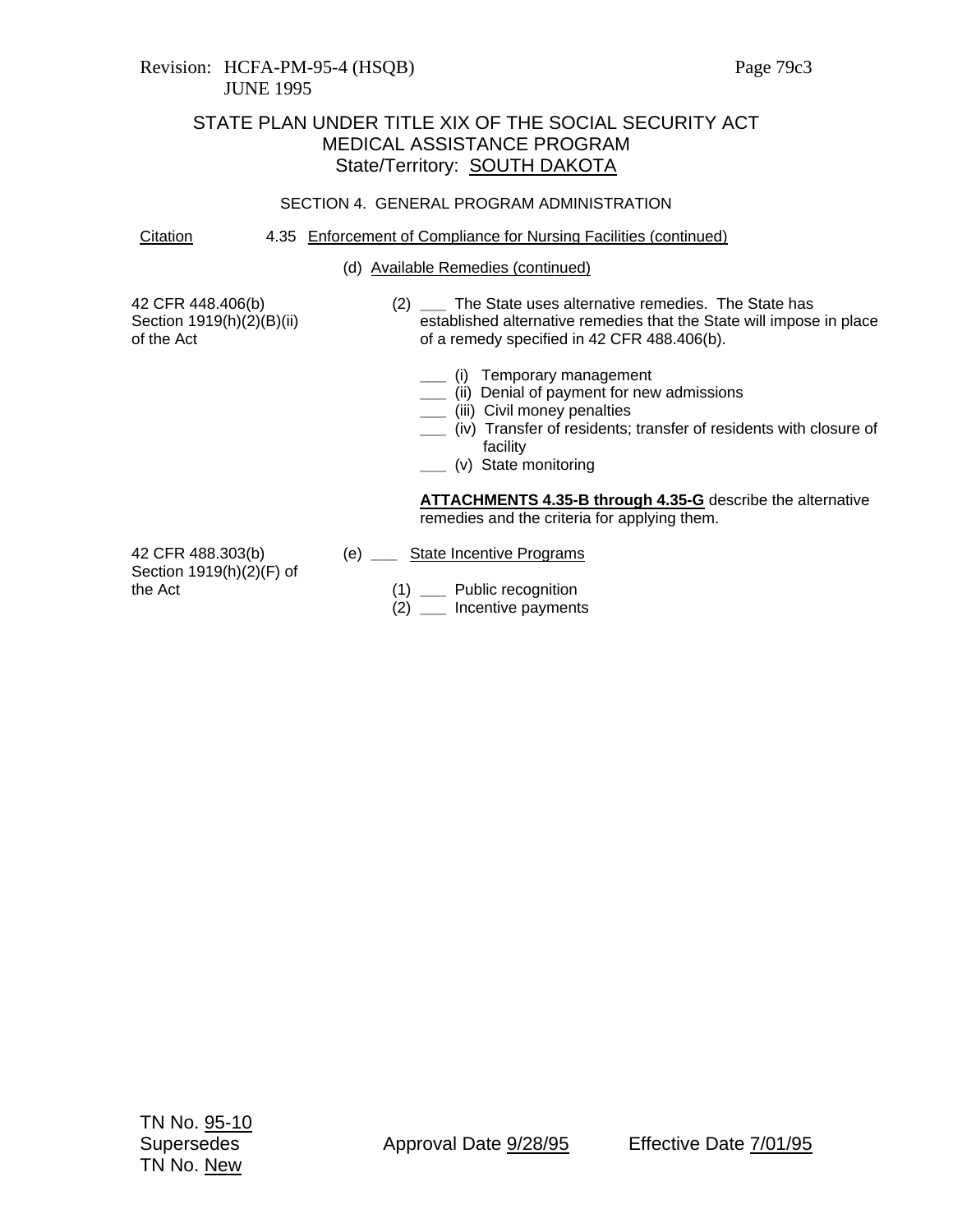STATE PLAN UNDER TITLE XIX OF THE SOCIAL SECURITY ACT
MEDICAL ASSISTANCE PROGRAM
State/Territory: SOUTH DAKOTA

SECTION 4. GENERAL PROGRAM ADMINISTRATION

Citation — 4.35 Enforcement of Compliance for Nursing Facilities (continued)

(d) Available Remedies (continued)

42 CFR 448.406(b)
Section 1919(h)(2)(B)(ii) of the Act

(2) ___ The State uses alternative remedies. The State has established alternative remedies that the State will impose in place of a remedy specified in 42 CFR 488.406(b).

___ (i) Temporary management
___ (ii) Denial of payment for new admissions
___ (iii) Civil money penalties
___ (iv) Transfer of residents; transfer of residents with closure of facility
___ (v) State monitoring

**ATTACHMENTS 4.35-B through 4.35-G** describe the alternative remedies and the criteria for applying them.

42 CFR 488.303(b)
Section 1919(h)(2)(F) of the Act

(e) ___ State Incentive Programs

(1) ___ Public recognition
(2) ___ Incentive payments

TN No. 95-10
Supersedes
TN No. New

Approval Date 9/28/95

Effective Date 7/01/95